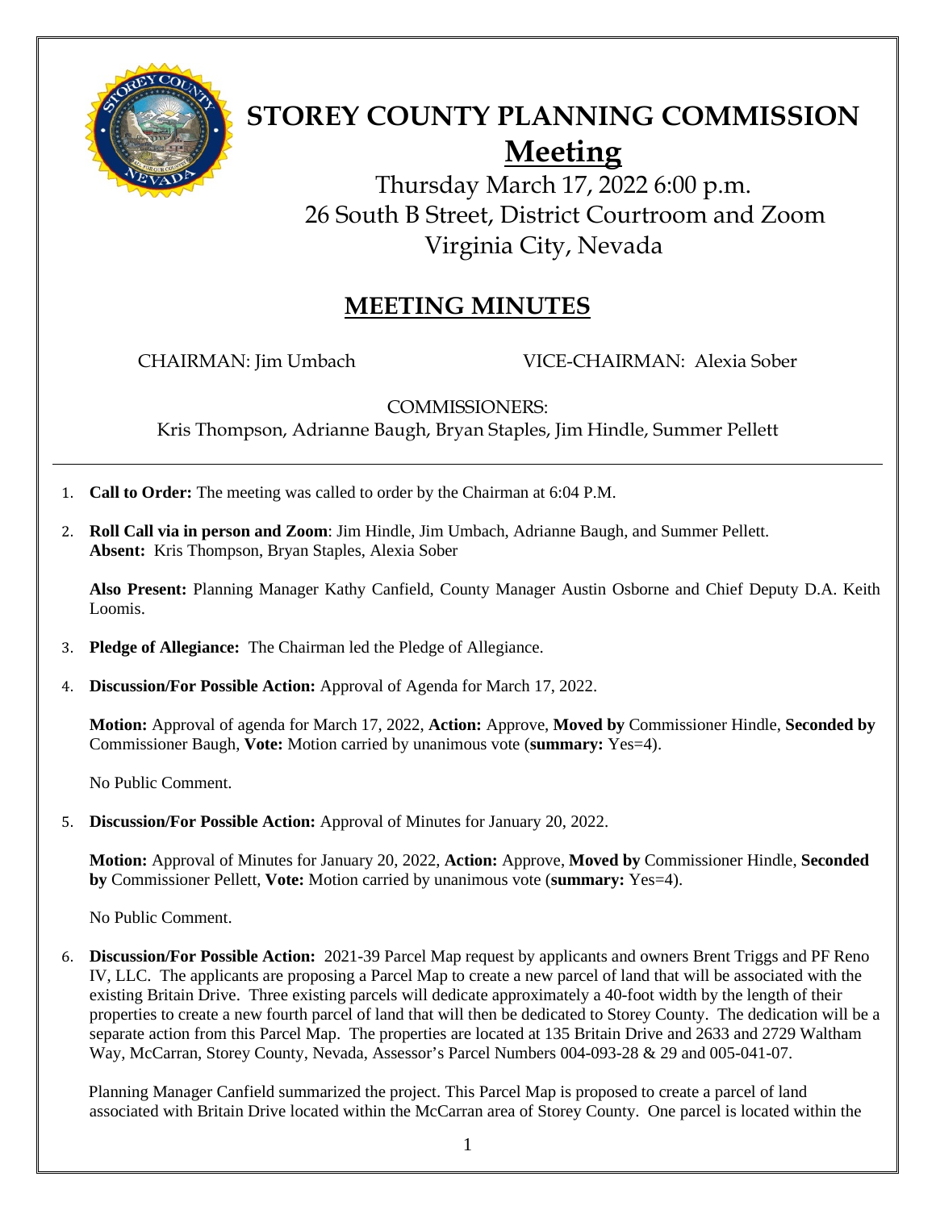# STOREY COUNTY PLANNING COMMISSION

## Meeting

Thursday March 17, 2022 6:00 p.m.
26 South B Street, District Courtroom and Zoom
Virginia City, Nevada

## MEETING MINUTES

CHAIRMAN: Jim Umbach VICE-CHAIRMAN: Alexia Sober

COMMISSIONERS:
Kris Thompson, Adrianne Baugh, Bryan Staples, Jim Hindle, Summer Pellett

---

1. **Call to Order:** The meeting was called to order by the Chairman at 6:04 P.M.

2. **Roll Call via in person and Zoom**: Jim Hindle, Jim Umbach, Adrianne Baugh, and Summer Pellett.
   **Absent:** Kris Thompson, Bryan Staples, Alexia Sober

   **Also Present:** Planning Manager Kathy Canfield, County Manager Austin Osborne and Chief Deputy D.A. Keith Loomis.

3. **Pledge of Allegiance:** The Chairman led the Pledge of Allegiance.

4. **Discussion/For Possible Action:** Approval of Agenda for March 17, 2022.

   **Motion:** Approval of agenda for March 17, 2022, **Action:** Approve, **Moved by** Commissioner Hindle, **Seconded by** Commissioner Baugh, **Vote:** Motion carried by unanimous vote (**summary:** Yes=4).

   No Public Comment.

5. **Discussion/For Possible Action:** Approval of Minutes for January 20, 2022.

   **Motion:** Approval of Minutes for January 20, 2022, **Action:** Approve, **Moved by** Commissioner Hindle, **Seconded by** Commissioner Pellett, **Vote:** Motion carried by unanimous vote (**summary:** Yes=4).

   No Public Comment.

6. **Discussion/For Possible Action:** 2021-39 Parcel Map request by applicants and owners Brent Triggs and PF Reno IV, LLC. The applicants are proposing a Parcel Map to create a new parcel of land that will be associated with the existing Britain Drive. Three existing parcels will dedicate approximately a 40-foot width by the length of their properties to create a new fourth parcel of land that will then be dedicated to Storey County. The dedication will be a separate action from this Parcel Map. The properties are located at 135 Britain Drive and 2633 and 2729 Waltham Way, McCarran, Storey County, Nevada, Assessor's Parcel Numbers 004-093-28 & 29 and 005-041-07.

   Planning Manager Canfield summarized the project. This Parcel Map is proposed to create a parcel of land associated with Britain Drive located within the McCarran area of Storey County. One parcel is located within the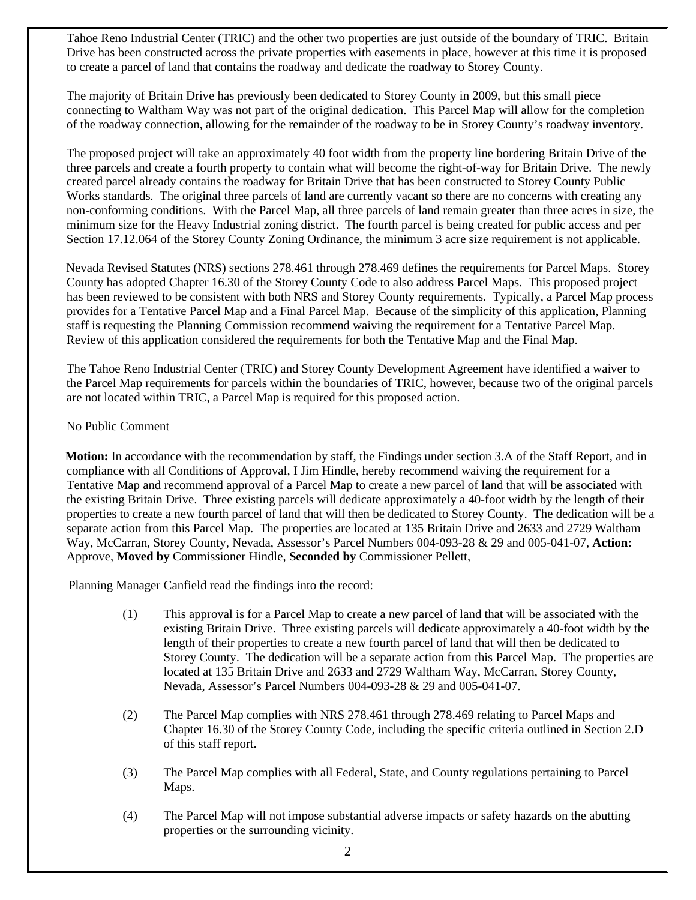Tahoe Reno Industrial Center (TRIC) and the other two properties are just outside of the boundary of TRIC. Britain Drive has been constructed across the private properties with easements in place, however at this time it is proposed to create a parcel of land that contains the roadway and dedicate the roadway to Storey County.

The majority of Britain Drive has previously been dedicated to Storey County in 2009, but this small piece connecting to Waltham Way was not part of the original dedication. This Parcel Map will allow for the completion of the roadway connection, allowing for the remainder of the roadway to be in Storey County's roadway inventory.

The proposed project will take an approximately 40 foot width from the property line bordering Britain Drive of the three parcels and create a fourth property to contain what will become the right-of-way for Britain Drive. The newly created parcel already contains the roadway for Britain Drive that has been constructed to Storey County Public Works standards. The original three parcels of land are currently vacant so there are no concerns with creating any non-conforming conditions. With the Parcel Map, all three parcels of land remain greater than three acres in size, the minimum size for the Heavy Industrial zoning district. The fourth parcel is being created for public access and per Section 17.12.064 of the Storey County Zoning Ordinance, the minimum 3 acre size requirement is not applicable.

Nevada Revised Statutes (NRS) sections 278.461 through 278.469 defines the requirements for Parcel Maps. Storey County has adopted Chapter 16.30 of the Storey County Code to also address Parcel Maps. This proposed project has been reviewed to be consistent with both NRS and Storey County requirements. Typically, a Parcel Map process provides for a Tentative Parcel Map and a Final Parcel Map. Because of the simplicity of this application, Planning staff is requesting the Planning Commission recommend waiving the requirement for a Tentative Parcel Map. Review of this application considered the requirements for both the Tentative Map and the Final Map.

The Tahoe Reno Industrial Center (TRIC) and Storey County Development Agreement have identified a waiver to the Parcel Map requirements for parcels within the boundaries of TRIC, however, because two of the original parcels are not located within TRIC, a Parcel Map is required for this proposed action.

No Public Comment

**Motion:** In accordance with the recommendation by staff, the Findings under section 3.A of the Staff Report, and in compliance with all Conditions of Approval, I Jim Hindle, hereby recommend waiving the requirement for a Tentative Map and recommend approval of a Parcel Map to create a new parcel of land that will be associated with the existing Britain Drive. Three existing parcels will dedicate approximately a 40-foot width by the length of their properties to create a new fourth parcel of land that will then be dedicated to Storey County. The dedication will be a separate action from this Parcel Map. The properties are located at 135 Britain Drive and 2633 and 2729 Waltham Way, McCarran, Storey County, Nevada, Assessor's Parcel Numbers 004-093-28 & 29 and 005-041-07, **Action:** Approve, **Moved by** Commissioner Hindle, **Seconded by** Commissioner Pellett,

Planning Manager Canfield read the findings into the record:

(1) This approval is for a Parcel Map to create a new parcel of land that will be associated with the existing Britain Drive. Three existing parcels will dedicate approximately a 40-foot width by the length of their properties to create a new fourth parcel of land that will then be dedicated to Storey County. The dedication will be a separate action from this Parcel Map. The properties are located at 135 Britain Drive and 2633 and 2729 Waltham Way, McCarran, Storey County, Nevada, Assessor's Parcel Numbers 004-093-28 & 29 and 005-041-07.

(2) The Parcel Map complies with NRS 278.461 through 278.469 relating to Parcel Maps and Chapter 16.30 of the Storey County Code, including the specific criteria outlined in Section 2.D of this staff report.

(3) The Parcel Map complies with all Federal, State, and County regulations pertaining to Parcel Maps.

(4) The Parcel Map will not impose substantial adverse impacts or safety hazards on the abutting properties or the surrounding vicinity.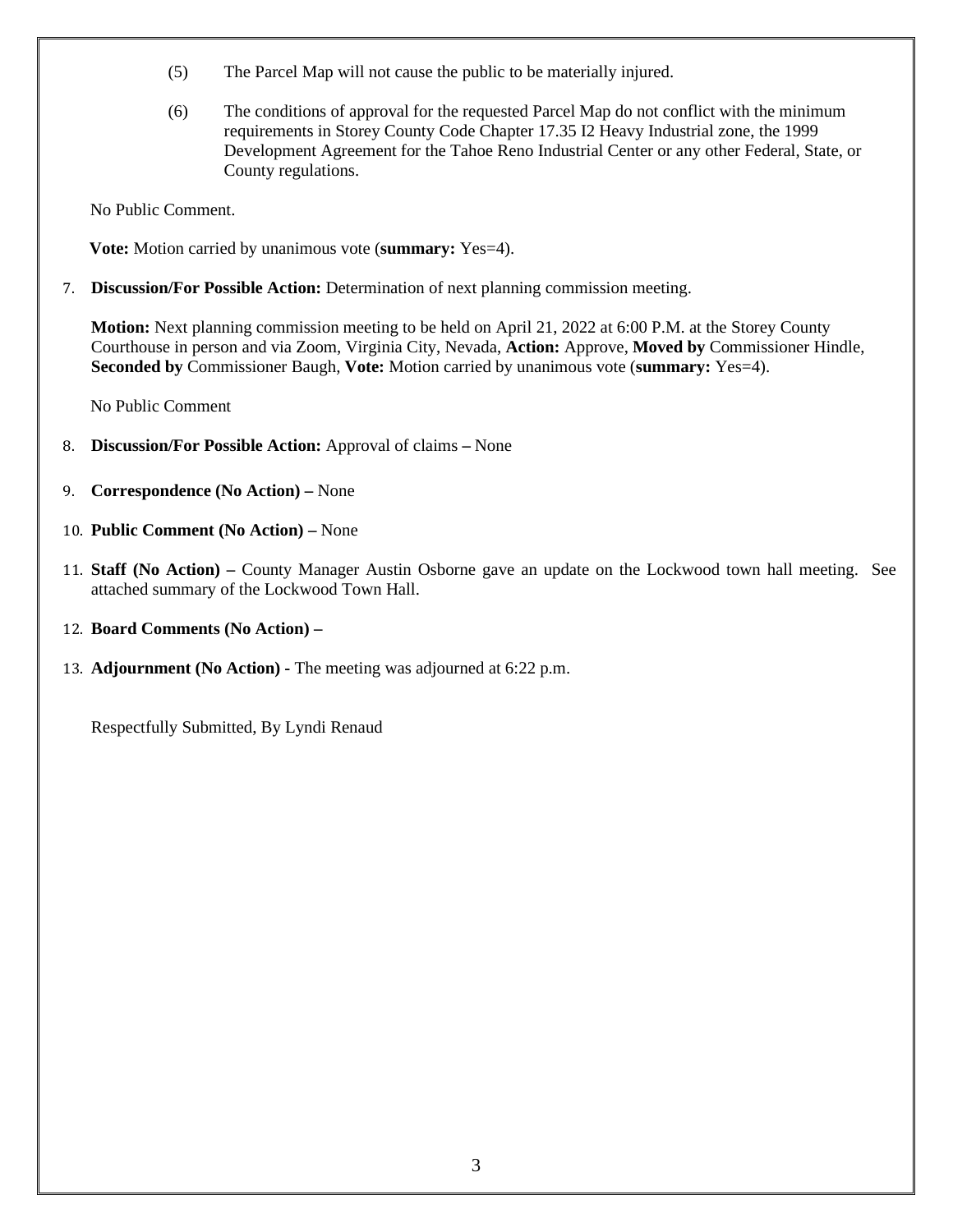(5) The Parcel Map will not cause the public to be materially injured.

(6) The conditions of approval for the requested Parcel Map do not conflict with the minimum requirements in Storey County Code Chapter 17.35 I2 Heavy Industrial zone, the 1999 Development Agreement for the Tahoe Reno Industrial Center or any other Federal, State, or County regulations.

No Public Comment.

**Vote:** Motion carried by unanimous vote (**summary:** Yes=4).

7. **Discussion/For Possible Action:** Determination of next planning commission meeting.

   **Motion:** Next planning commission meeting to be held on April 21, 2022 at 6:00 P.M. at the Storey County Courthouse in person and via Zoom, Virginia City, Nevada, **Action:** Approve, **Moved by** Commissioner Hindle, **Seconded by** Commissioner Baugh, **Vote:** Motion carried by unanimous vote (**summary:** Yes=4).

   No Public Comment

8. **Discussion/For Possible Action:** Approval of claims **–** None

9. **Correspondence (No Action) –** None

10. **Public Comment (No Action) –** None

11. **Staff (No Action) –** County Manager Austin Osborne gave an update on the Lockwood town hall meeting. See attached summary of the Lockwood Town Hall.

12. **Board Comments (No Action) –**

13. **Adjournment (No Action) -** The meeting was adjourned at 6:22 p.m.

Respectfully Submitted, By Lyndi Renaud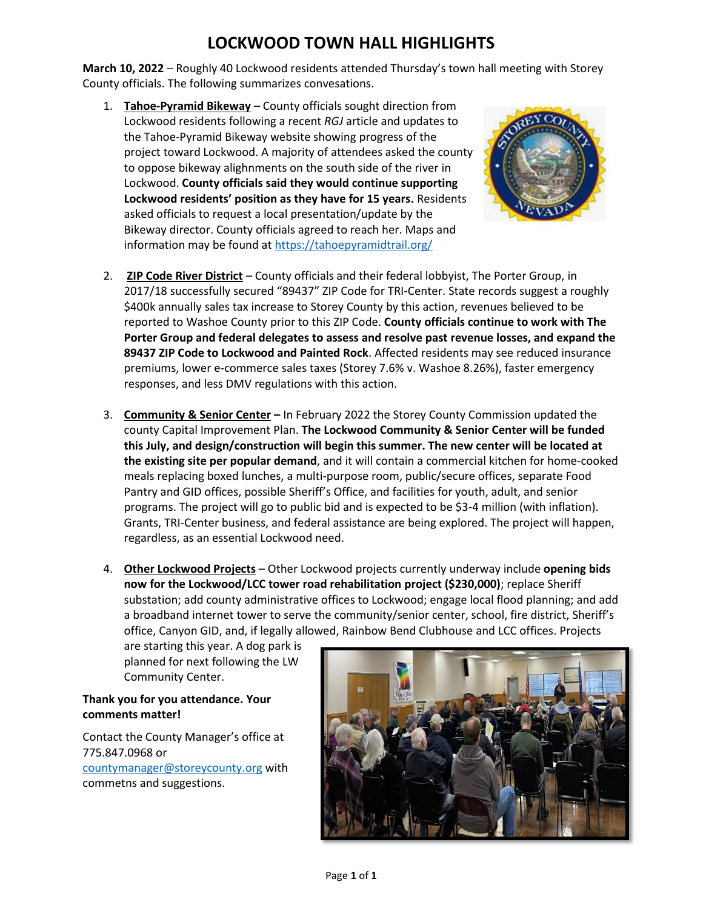# LOCKWOOD TOWN HALL HIGHLIGHTS

**March 10, 2022** – Roughly 40 Lockwood residents attended Thursday's town hall meeting with Storey County officials. The following summarizes convesations.

1. **Tahoe-Pyramid Bikeway** – County officials sought direction from Lockwood residents following a recent *RGJ* article and updates to the Tahoe-Pyramid Bikeway website showing progress of the project toward Lockwood. A majority of attendees asked the county to oppose bikeway alighnments on the south side of the river in Lockwood. **County officials said they would continue supporting Lockwood residents' position as they have for 15 years.** Residents asked officials to request a local presentation/update by the Bikeway director. County officials agreed to reach her. Maps and information may be found at https://tahoepyramidtrail.org/

2. **ZIP Code River District** – County officials and their federal lobbyist, The Porter Group, in 2017/18 successfully secured "89437" ZIP Code for TRI-Center. State records suggest a roughly $400k annually sales tax increase to Storey County by this action, revenues believed to be reported to Washoe County prior to this ZIP Code. **County officials continue to work with The Porter Group and federal delegates to assess and resolve past revenue losses, and expand the 89437 ZIP Code to Lockwood and Painted Rock**. Affected residents may see reduced insurance premiums, lower e-commerce sales taxes (Storey 7.6% v. Washoe 8.26%), faster emergency responses, and less DMV regulations with this action.

3. **Community & Senior Center –** In February 2022 the Storey County Commission updated the county Capital Improvement Plan. **The Lockwood Community & Senior Center will be funded this July, and design/construction will begin this summer. The new center will be located at the existing site per popular demand**, and it will contain a commercial kitchen for home-cooked meals replacing boxed lunches, a multi-purpose room, public/secure offices, separate Food Pantry and GID offices, possible Sheriff's Office, and facilities for youth, adult, and senior programs. The project will go to public bid and is expected to be $3-4 million (with inflation). Grants, TRI-Center business, and federal assistance are being explored. The project will happen, regardless, as an essential Lockwood need.

4. **Other Lockwood Projects** – Other Lockwood projects currently underway include **opening bids now for the Lockwood/LCC tower road rehabilitation project ($230,000)**; replace Sheriff substation; add county administrative offices to Lockwood; engage local flood planning; and add a broadband internet tower to serve the community/senior center, school, fire district, Sheriff's office, Canyon GID, and, if legally allowed, Rainbow Bend Clubhouse and LCC offices. Projects are starting this year. A dog park is planned for next following the LW Community Center.

**Thank you for you attendance. Your comments matter!**

Contact the County Manager's office at 775.847.0968 or countymanager@storeycounty.org with commetns and suggestions.